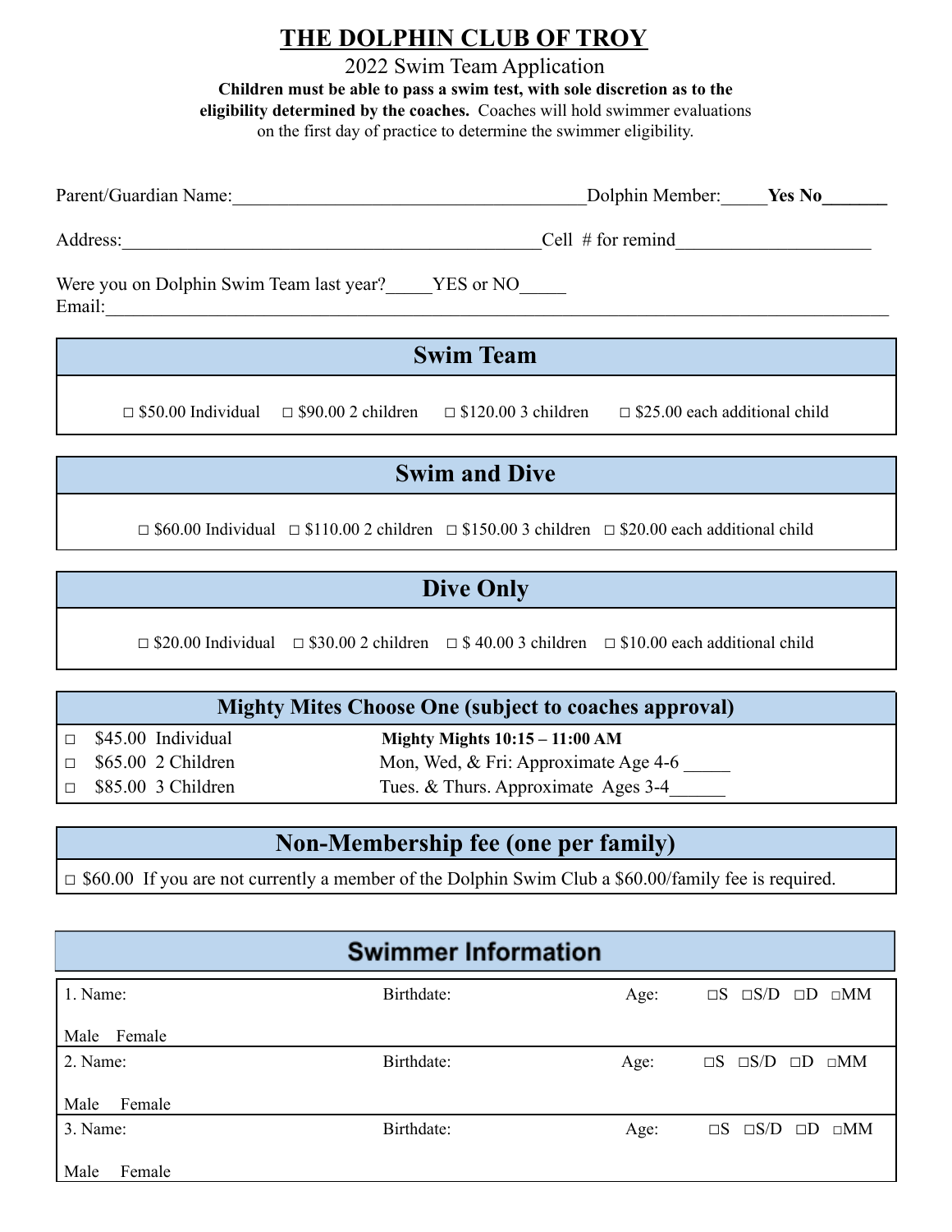# THE DOLPHIN CLUB OF TROY

2022 Swim Team Application

**Children must be able to pass a swim test, with sole discretion as to the eligibility determined by the coaches.** Coaches will hold swimmer evaluations on the first day of practice to determine the swimmer eligibility.

Parent/Guardian Name:______________________________________Dolphin Member:_____**Yes No_______**

Address:______________________________________________Cell # for remind_____________________

Were you on Dolphin Swim Team last year?_____YES or NO_____
Email:____________________________________________________________________________________

## Swim Team

□ $50.00 Individual □ $90.00 2 children □ $120.00 3 children □ $25.00 each additional child

## Swim and Dive

□ $60.00 Individual □ $110.00 2 children □ $150.00 3 children □ $20.00 each additional child

## Dive Only

□ $20.00 Individual □ $30.00 2 children □ $ 40.00 3 children □ $10.00 each additional child

## Mighty Mites Choose One (subject to coaches approval)

| | |
|---|---|
| □ $45.00 Individual | **Mighty Mights 10:15 – 11:00 AM** |
| □ $65.00 2 Children | Mon, Wed, & Fri: Approximate Age 4-6 _____ |
| □ $85.00 3 Children | Tues. & Thurs. Approximate Ages 3-4______ |

## Non-Membership fee (one per family)

□ $60.00 If you are not currently a member of the Dolphin Swim Club a $60.00/family fee is required.

## Swimmer Information

| Name | Birthdate | Age | Program |
|---|---|---|---|
| 1. Name:<br>Male Female | Birthdate: | Age: | □S □S/D □D □MM |
| 2. Name:<br>Male Female | Birthdate: | Age: | □S □S/D □D □MM |
| 3. Name:<br>Male Female | Birthdate: | Age: | □S □S/D □D □MM |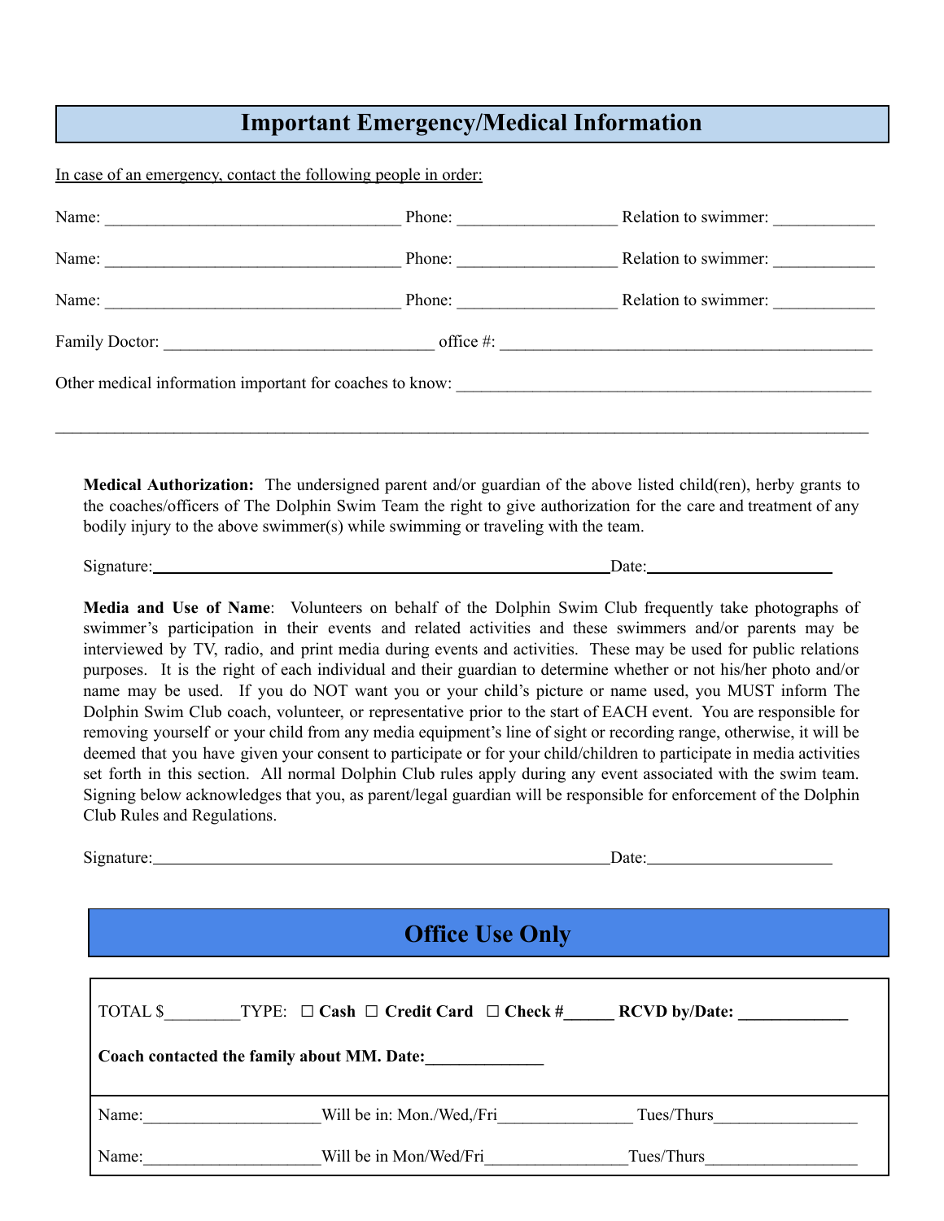## Important Emergency/Medical Information

In case of an emergency, contact the following people in order:

Name: ___________________________________ Phone: ___________________ Relation to swimmer: ____________

Name: ___________________________________ Phone: ___________________ Relation to swimmer: ____________

Name: ___________________________________ Phone: ___________________ Relation to swimmer: ____________

Family Doctor: ________________________________ office #: ____________________________________________

Other medical information important for coaches to know: _________________________________________________

_______________________________________________________________________________________________

**Medical Authorization:** The undersigned parent and/or guardian of the above listed child(ren), herby grants to the coaches/officers of The Dolphin Swim Team the right to give authorization for the care and treatment of any bodily injury to the above swimmer(s) while swimming or traveling with the team.

Signature:_______________________________________________________Date:______________________

**Media and Use of Name**: Volunteers on behalf of the Dolphin Swim Club frequently take photographs of swimmer's participation in their events and related activities and these swimmers and/or parents may be interviewed by TV, radio, and print media during events and activities. These may be used for public relations purposes. It is the right of each individual and their guardian to determine whether or not his/her photo and/or name may be used. If you do NOT want you or your child's picture or name used, you MUST inform The Dolphin Swim Club coach, volunteer, or representative prior to the start of EACH event. You are responsible for removing yourself or your child from any media equipment's line of sight or recording range, otherwise, it will be deemed that you have given your consent to participate or for your child/children to participate in media activities set forth in this section. All normal Dolphin Club rules apply during any event associated with the swim team. Signing below acknowledges that you, as parent/legal guardian will be responsible for enforcement of the Dolphin Club Rules and Regulations.

Signature:_______________________________________________________Date:______________________

## Office Use Only

TOTAL $_________TYPE: ☐ **Cash** ☐ **Credit Card** ☐ **Check #______ RCVD by/Date: _____________**

**Coach contacted the family about MM. Date:______________**

Name:_____________________Will be in: Mon./Wed,/Fri________________ Tues/Thurs_________________

Name:_____________________Will be in Mon/Wed/Fri_________________Tues/Thurs__________________